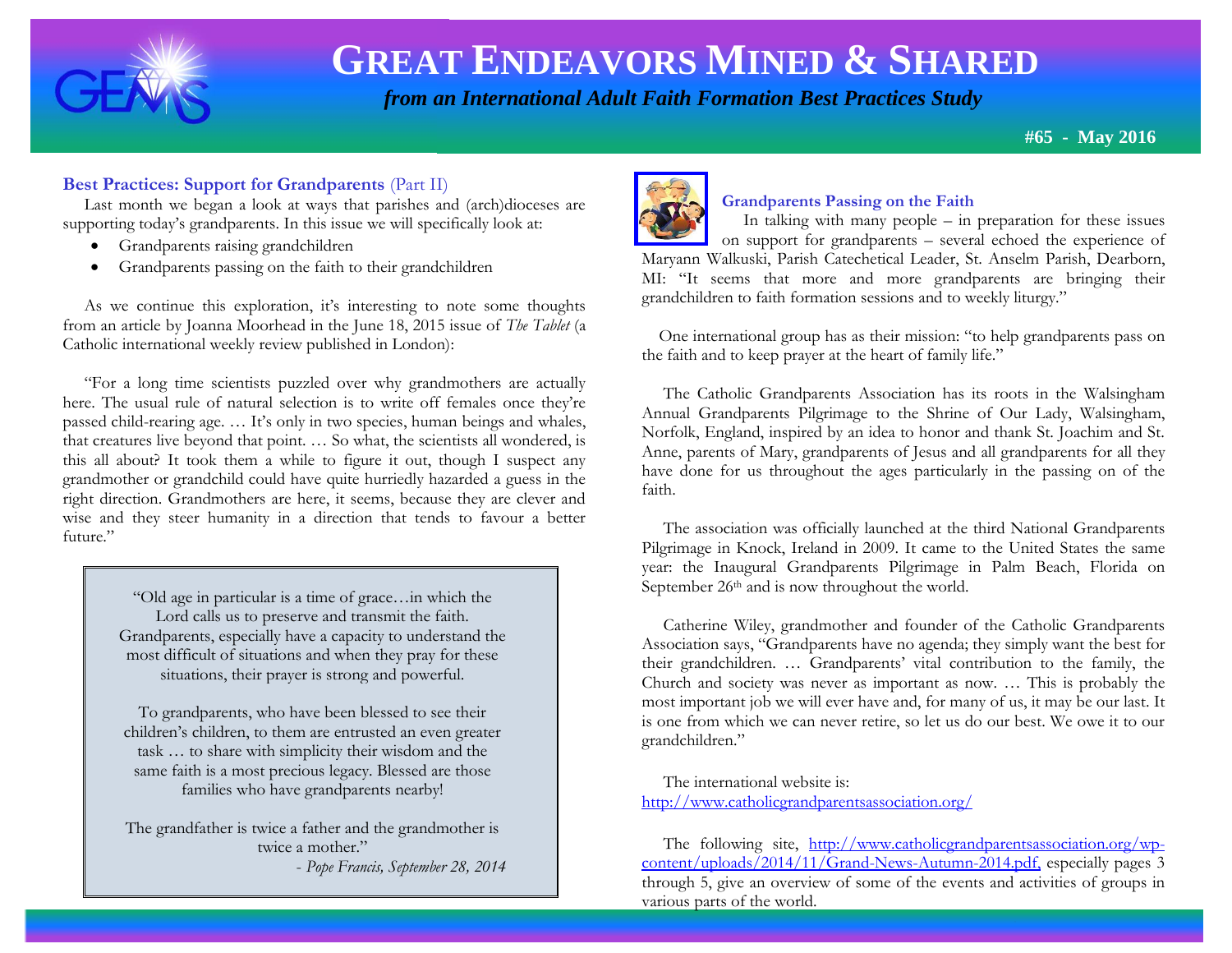# GREAT ENDEAVORS MINED & SHARED

*from an International Adult Faith Formation Best Practices Study*

**#65 - May 2016**

## Best Practices: Support for Grandparents (Part II)

Last month we began a look at ways that parishes and (arch)dioceses are supporting today's grandparents. In this issue we will specifically look at:

- Grandparents raising grandchildren
- Grandparents passing on the faith to their grandchildren

As we continue this exploration, it's interesting to note some thoughts from an article by Joanna Moorhead in the June 18, 2015 issue of *The Tablet* (a Catholic international weekly review published in London):

"For a long time scientists puzzled over why grandmothers are actually here. The usual rule of natural selection is to write off females once they're passed child-rearing age. … It's only in two species, human beings and whales, that creatures live beyond that point. … So what, the scientists all wondered, is this all about? It took them a while to figure it out, though I suspect any grandmother or grandchild could have quite hurriedly hazarded a guess in the right direction. Grandmothers are here, it seems, because they are clever and wise and they steer humanity in a direction that tends to favour a better future."

> "Old age in particular is a time of grace…in which the Lord calls us to preserve and transmit the faith. Grandparents, especially have a capacity to understand the most difficult of situations and when they pray for these situations, their prayer is strong and powerful.
>
> To grandparents, who have been blessed to see their children's children, to them are entrusted an even greater task … to share with simplicity their wisdom and the same faith is a most precious legacy. Blessed are those families who have grandparents nearby!
>
> The grandfather is twice a father and the grandmother is twice a mother."
>
> *- Pope Francis, September 28, 2014*

### Grandparents Passing on the Faith

In talking with many people – in preparation for these issues on support for grandparents – several echoed the experience of Maryann Walkuski, Parish Catechetical Leader, St. Anselm Parish, Dearborn, MI: "It seems that more and more grandparents are bringing their grandchildren to faith formation sessions and to weekly liturgy."

One international group has as their mission: "to help grandparents pass on the faith and to keep prayer at the heart of family life."

The Catholic Grandparents Association has its roots in the Walsingham Annual Grandparents Pilgrimage to the Shrine of Our Lady, Walsingham, Norfolk, England, inspired by an idea to honor and thank St. Joachim and St. Anne, parents of Mary, grandparents of Jesus and all grandparents for all they have done for us throughout the ages particularly in the passing on of the faith.

The association was officially launched at the third National Grandparents Pilgrimage in Knock, Ireland in 2009. It came to the United States the same year: the Inaugural Grandparents Pilgrimage in Palm Beach, Florida on September 26th and is now throughout the world.

Catherine Wiley, grandmother and founder of the Catholic Grandparents Association says, "Grandparents have no agenda; they simply want the best for their grandchildren. … Grandparents' vital contribution to the family, the Church and society was never as important as now. … This is probably the most important job we will ever have and, for many of us, it may be our last. It is one from which we can never retire, so let us do our best. We owe it to our grandchildren."

The international website is: http://www.catholicgrandparentsassociation.org/

The following site, http://www.catholicgrandparentsassociation.org/wp-content/uploads/2014/11/Grand-News-Autumn-2014.pdf, especially pages 3 through 5, give an overview of some of the events and activities of groups in various parts of the world.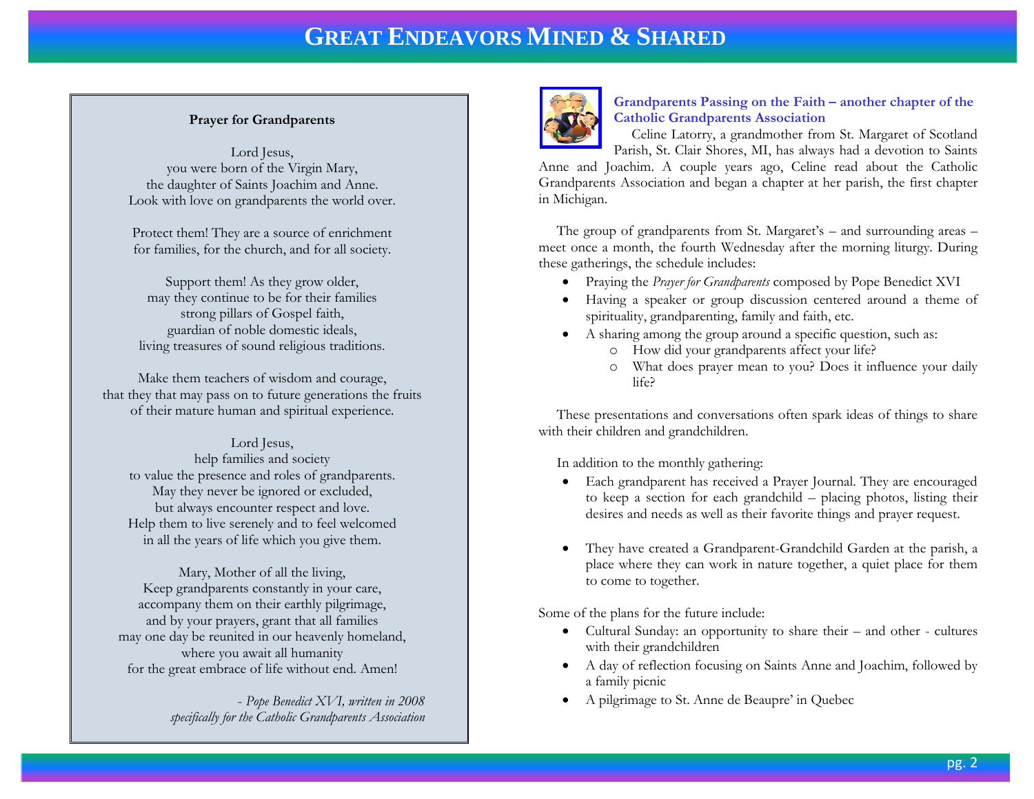# GREAT ENDEAVORS MINED & SHARED

**Prayer for Grandparents**

Lord Jesus,  
you were born of the Virgin Mary,  
the daughter of Saints Joachim and Anne.  
Look with love on grandparents the world over.

Protect them! They are a source of enrichment  
for families, for the church, and for all society.

Support them! As they grow older,  
may they continue to be for their families  
strong pillars of Gospel faith,  
guardian of noble domestic ideals,  
living treasures of sound religious traditions.

Make them teachers of wisdom and courage,  
that they that may pass on to future generations the fruits  
of their mature human and spiritual experience.

Lord Jesus,  
help families and society  
to value the presence and roles of grandparents.  
May they never be ignored or excluded,  
but always encounter respect and love.  
Help them to live serenely and to feel welcomed  
in all the years of life which you give them.

Mary, Mother of all the living,  
Keep grandparents constantly in your care,  
accompany them on their earthly pilgrimage,  
and by your prayers, grant that all families  
may one day be reunited in our heavenly homeland,  
where you await all humanity  
for the great embrace of life without end. Amen!

*- Pope Benedict XVI, written in 2008 specifically for the Catholic Grandparents Association*

### Grandparents Passing on the Faith – another chapter of the Catholic Grandparents Association

Celine Latorry, a grandmother from St. Margaret of Scotland Parish, St. Clair Shores, MI, has always had a devotion to Saints Anne and Joachim. A couple years ago, Celine read about the Catholic Grandparents Association and began a chapter at her parish, the first chapter in Michigan.

The group of grandparents from St. Margaret's – and surrounding areas – meet once a month, the fourth Wednesday after the morning liturgy. During these gatherings, the schedule includes:

- Praying the *Prayer for Grandparents* composed by Pope Benedict XVI
- Having a speaker or group discussion centered around a theme of spirituality, grandparenting, family and faith, etc.
- A sharing among the group around a specific question, such as:
  - How did your grandparents affect your life?
  - What does prayer mean to you? Does it influence your daily life?

These presentations and conversations often spark ideas of things to share with their children and grandchildren.

In addition to the monthly gathering:

- Each grandparent has received a Prayer Journal. They are encouraged to keep a section for each grandchild – placing photos, listing their desires and needs as well as their favorite things and prayer request.
- They have created a Grandparent-Grandchild Garden at the parish, a place where they can work in nature together, a quiet place for them to come to together.

Some of the plans for the future include:

- Cultural Sunday: an opportunity to share their – and other - cultures with their grandchildren
- A day of reflection focusing on Saints Anne and Joachim, followed by a family picnic
- A pilgrimage to St. Anne de Beaupre' in Quebec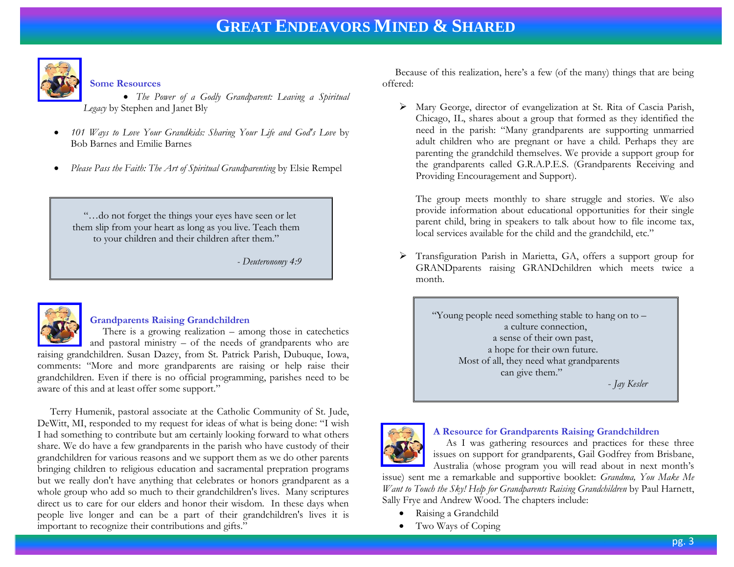### Some Resources

- *The Power of a Godly Grandparent: Leaving a Spiritual Legacy* by Stephen and Janet Bly
- *101 Ways to Love Your Grandkids: Sharing Your Life and God's Love* by Bob Barnes and Emilie Barnes
- *Please Pass the Faith: The Art of Spiritual Grandparenting* by Elsie Rempel

> "…do not forget the things your eyes have seen or let them slip from your heart as long as you live. Teach them to your children and their children after them."
>
> *- Deuteronomy 4:9*

### Grandparents Raising Grandchildren

There is a growing realization – among those in catechetics and pastoral ministry – of the needs of grandparents who are raising grandchildren. Susan Dazey, from St. Patrick Parish, Dubuque, Iowa, comments: "More and more grandparents are raising or help raise their grandchildren. Even if there is no official programming, parishes need to be aware of this and at least offer some support."

Terry Humenik, pastoral associate at the Catholic Community of St. Jude, DeWitt, MI, responded to my request for ideas of what is being done: "I wish I had something to contribute but am certainly looking forward to what others share. We do have a few grandparents in the parish who have custody of their grandchildren for various reasons and we support them as we do other parents bringing children to religious education and sacramental prepration programs but we really don't have anything that celebrates or honors grandparent as a whole group who add so much to their grandchildren's lives. Many scriptures direct us to care for our elders and honor their wisdom. In these days when people live longer and can be a part of their grandchildren's lives it is important to recognize their contributions and gifts."

Because of this realization, here's a few (of the many) things that are being offered:

- Mary George, director of evangelization at St. Rita of Cascia Parish, Chicago, IL, shares about a group that formed as they identified the need in the parish: "Many grandparents are supporting unmarried adult children who are pregnant or have a child. Perhaps they are parenting the grandchild themselves. We provide a support group for the grandparents called G.R.A.P.E.S. (Grandparents Receiving and Providing Encouragement and Support).

  The group meets monthly to share struggle and stories. We also provide information about educational opportunities for their single parent child, bring in speakers to talk about how to file income tax, local services available for the child and the grandchild, etc."

- Transfiguration Parish in Marietta, GA, offers a support group for GRANDparents raising GRANDchildren which meets twice a month.

> "Young people need something stable to hang on to –
> a culture connection,
> a sense of their own past,
> a hope for their own future.
> Most of all, they need what grandparents can give them."
>
> *- Jay Kesler*

### A Resource for Grandparents Raising Grandchildren

As I was gathering resources and practices for these three issues on support for grandparents, Gail Godfrey from Brisbane, Australia (whose program you will read about in next month's issue) sent me a remarkable and supportive booklet: *Grandma, You Make Me Want to Touch the Sky! Help for Grandparents Raising Grandchildren* by Paul Harnett, Sally Frye and Andrew Wood. The chapters include:

- Raising a Grandchild
- Two Ways of Coping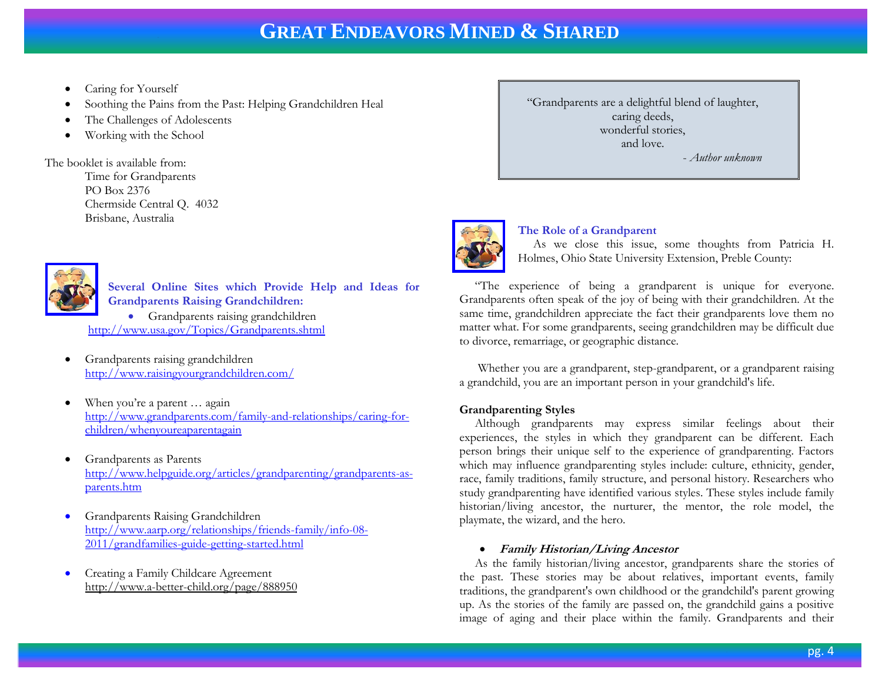- Caring for Yourself
- Soothing the Pains from the Past: Helping Grandchildren Heal
- The Challenges of Adolescents
- Working with the School

The booklet is available from:

Time for Grandparents
PO Box 2376
Chermside Central Q. 4032
Brisbane, Australia

### Several Online Sites which Provide Help and Ideas for Grandparents Raising Grandchildren:

- Grandparents raising grandchildren
  http://www.usa.gov/Topics/Grandparents.shtml

- Grandparents raising grandchildren
  http://www.raisingyourgrandchildren.com/

- When you're a parent … again
  http://www.grandparents.com/family-and-relationships/caring-for-children/whenyoureaparentagain

- Grandparents as Parents
  http://www.helpguide.org/articles/grandparenting/grandparents-as-parents.htm

- Grandparents Raising Grandchildren
  http://www.aarp.org/relationships/friends-family/info-08-2011/grandfamilies-guide-getting-started.html

- Creating a Family Childcare Agreement
  http://www.a-better-child.org/page/888950

> "Grandparents are a delightful blend of laughter,
> caring deeds,
> wonderful stories,
> and love.
>
> *- Author unknown*

### The Role of a Grandparent

As we close this issue, some thoughts from Patricia H. Holmes, Ohio State University Extension, Preble County:

"The experience of being a grandparent is unique for everyone. Grandparents often speak of the joy of being with their grandchildren. At the same time, grandchildren appreciate the fact their grandparents love them no matter what. For some grandparents, seeing grandchildren may be difficult due to divorce, remarriage, or geographic distance.

Whether you are a grandparent, step-grandparent, or a grandparent raising a grandchild, you are an important person in your grandchild's life.

**Grandparenting Styles**

Although grandparents may express similar feelings about their experiences, the styles in which they grandparent can be different. Each person brings their unique self to the experience of grandparenting. Factors which may influence grandparenting styles include: culture, ethnicity, gender, race, family traditions, family structure, and personal history. Researchers who study grandparenting have identified various styles. These styles include family historian/living ancestor, the nurturer, the mentor, the role model, the playmate, the wizard, and the hero.

- ***Family Historian/Living Ancestor***

As the family historian/living ancestor, grandparents share the stories of the past. These stories may be about relatives, important events, family traditions, the grandparent's own childhood or the grandchild's parent growing up. As the stories of the family are passed on, the grandchild gains a positive image of aging and their place within the family. Grandparents and their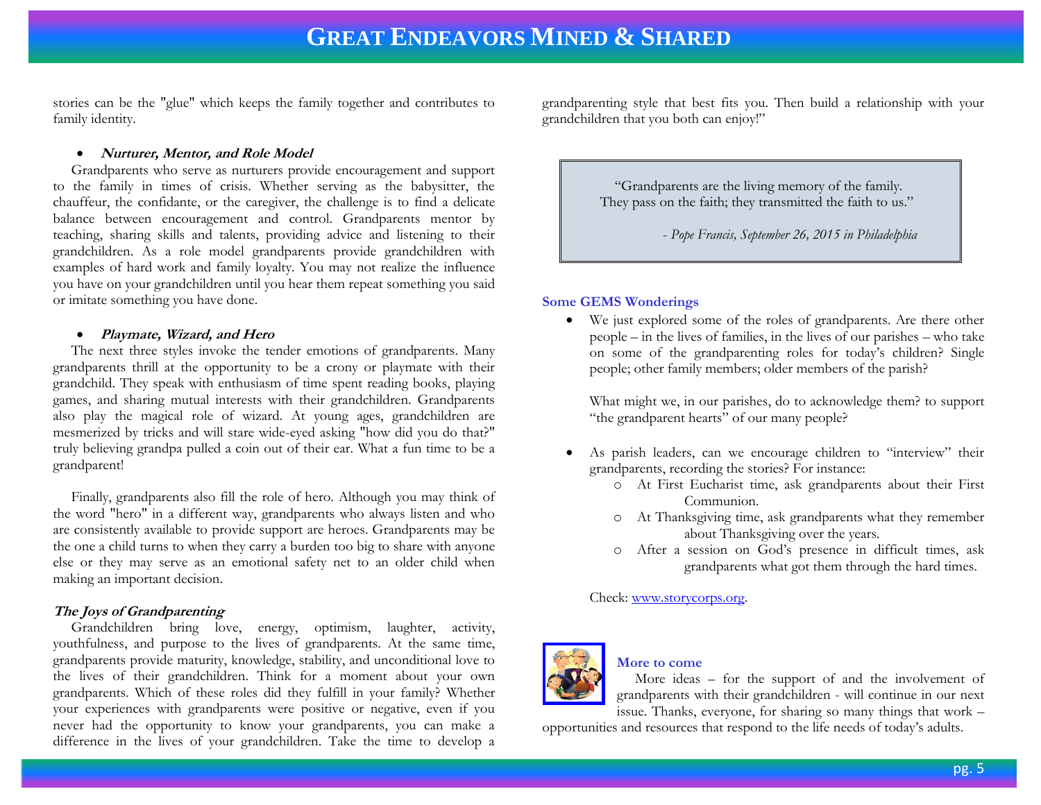stories can be the "glue" which keeps the family together and contributes to family identity.

- ***Nurturer, Mentor, and Role Model***

Grandparents who serve as nurturers provide encouragement and support to the family in times of crisis. Whether serving as the babysitter, the chauffeur, the confidante, or the caregiver, the challenge is to find a delicate balance between encouragement and control. Grandparents mentor by teaching, sharing skills and talents, providing advice and listening to their grandchildren. As a role model grandparents provide grandchildren with examples of hard work and family loyalty. You may not realize the influence you have on your grandchildren until you hear them repeat something you said or imitate something you have done.

- ***Playmate, Wizard, and Hero***

The next three styles invoke the tender emotions of grandparents. Many grandparents thrill at the opportunity to be a crony or playmate with their grandchild. They speak with enthusiasm of time spent reading books, playing games, and sharing mutual interests with their grandchildren. Grandparents also play the magical role of wizard. At young ages, grandchildren are mesmerized by tricks and will stare wide-eyed asking "how did you do that?" truly believing grandpa pulled a coin out of their ear. What a fun time to be a grandparent!

Finally, grandparents also fill the role of hero. Although you may think of the word "hero" in a different way, grandparents who always listen and who are consistently available to provide support are heroes. Grandparents may be the one a child turns to when they carry a burden too big to share with anyone else or they may serve as an emotional safety net to an older child when making an important decision.

***The Joys of Grandparenting***

Grandchildren bring love, energy, optimism, laughter, activity, youthfulness, and purpose to the lives of grandparents. At the same time, grandparents provide maturity, knowledge, stability, and unconditional love to the lives of their grandchildren. Think for a moment about your own grandparents. Which of these roles did they fulfill in your family? Whether your experiences with grandparents were positive or negative, even if you never had the opportunity to know your grandparents, you can make a difference in the lives of your grandchildren. Take the time to develop a grandparenting style that best fits you. Then build a relationship with your grandchildren that you both can enjoy!"

> "Grandparents are the living memory of the family.
> They pass on the faith; they transmitted the faith to us."
>
> *- Pope Francis, September 26, 2015 in Philadelphia*

**Some GEMS Wonderings**

- We just explored some of the roles of grandparents. Are there other people – in the lives of families, in the lives of our parishes – who take on some of the grandparenting roles for today's children? Single people; other family members; older members of the parish?

  What might we, in our parishes, do to acknowledge them? to support "the grandparent hearts" of our many people?

- As parish leaders, can we encourage children to "interview" their grandparents, recording the stories? For instance:
  - At First Eucharist time, ask grandparents about their First Communion.
  - At Thanksgiving time, ask grandparents what they remember about Thanksgiving over the years.
  - After a session on God's presence in difficult times, ask grandparents what got them through the hard times.

  Check: [www.storycorps.org](http://www.storycorps.org).

**More to come**

More ideas – for the support of and the involvement of grandparents with their grandchildren - will continue in our next issue. Thanks, everyone, for sharing so many things that work – opportunities and resources that respond to the life needs of today's adults.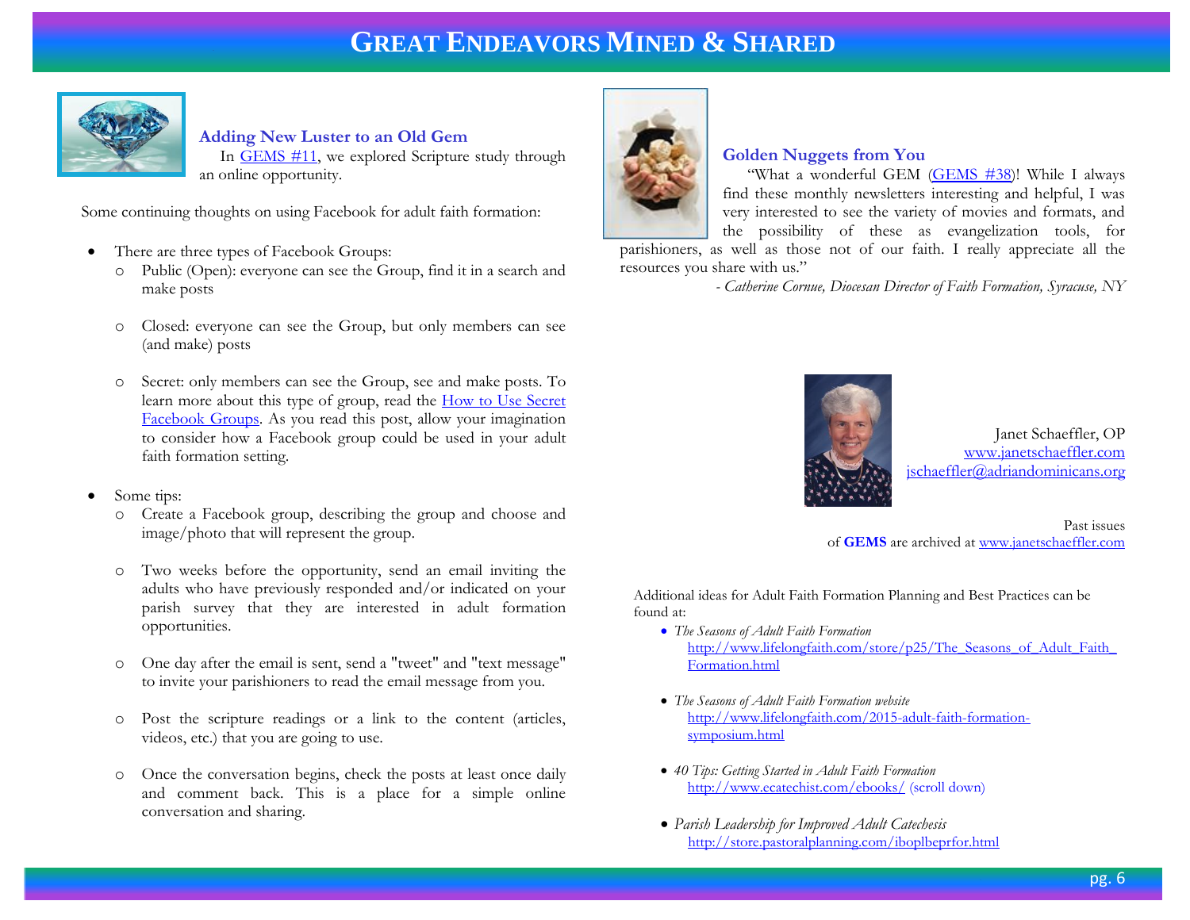# Great Endeavors Mined & Shared

### Adding New Luster to an Old Gem

In GEMS #11, we explored Scripture study through an online opportunity.

Some continuing thoughts on using Facebook for adult faith formation:

- There are three types of Facebook Groups:
  - Public (Open): everyone can see the Group, find it in a search and make posts
  - Closed: everyone can see the Group, but only members can see (and make) posts
  - Secret: only members can see the Group, see and make posts. To learn more about this type of group, read the How to Use Secret Facebook Groups. As you read this post, allow your imagination to consider how a Facebook group could be used in your adult faith formation setting.
- Some tips:
  - Create a Facebook group, describing the group and choose and image/photo that will represent the group.
  - Two weeks before the opportunity, send an email inviting the adults who have previously responded and/or indicated on your parish survey that they are interested in adult formation opportunities.
  - One day after the email is sent, send a "tweet" and "text message" to invite your parishioners to read the email message from you.
  - Post the scripture readings or a link to the content (articles, videos, etc.) that you are going to use.
  - Once the conversation begins, check the posts at least once daily and comment back. This is a place for a simple online conversation and sharing.

### Golden Nuggets from You

"What a wonderful GEM (GEMS #38)! While I always find these monthly newsletters interesting and helpful, I was very interested to see the variety of movies and formats, and the possibility of these as evangelization tools, for parishioners, as well as those not of our faith. I really appreciate all the resources you share with us."

*- Catherine Cornue, Diocesan Director of Faith Formation, Syracuse, NY*

Janet Schaeffler, OP
www.janetschaeffler.com
jschaeffler@adriandominicans.org

Past issues of **GEMS** are archived at www.janetschaeffler.com

Additional ideas for Adult Faith Formation Planning and Best Practices can be found at:

- *The Seasons of Adult Faith Formation*
  http://www.lifelongfaith.com/store/p25/The_Seasons_of_Adult_Faith_Formation.html
- *The Seasons of Adult Faith Formation website*
  http://www.lifelongfaith.com/2015-adult-faith-formation-symposium.html
- *40 Tips: Getting Started in Adult Faith Formation*
  http://www.ecatechist.com/ebooks/ (scroll down)
- *Parish Leadership for Improved Adult Catechesis*
  http://store.pastoralplanning.com/iboplbeprfor.html